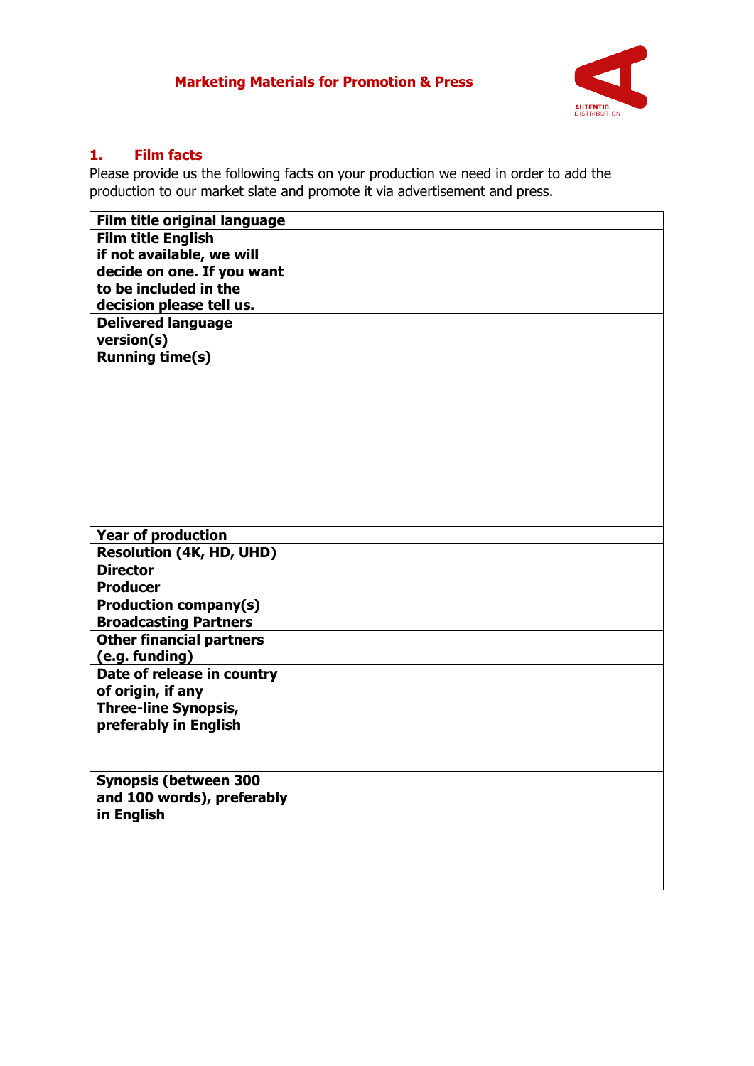## Marketing Materials for Promotion & Press

AUTENTIC DISTRIBUTION

### 1. Film facts

Please provide us the following facts on your production we need in order to add the production to our market slate and promote it via advertisement and press.

| Field | Value |
|---|---|
| **Film title original language** | |
| **Film title English** **if not available, we will decide on one. If you want to be included in the decision please tell us.** | |
| **Delivered language version(s)** | |
| **Running time(s)** | |
| **Year of production** | |
| **Resolution (4K, HD, UHD)** | |
| **Director** | |
| **Producer** | |
| **Production company(s)** | |
| **Broadcasting Partners** | |
| **Other financial partners (e.g. funding)** | |
| **Date of release in country of origin, if any** | |
| **Three-line Synopsis, preferably in English** | |
| **Synopsis (between 300 and 100 words), preferably in English** | |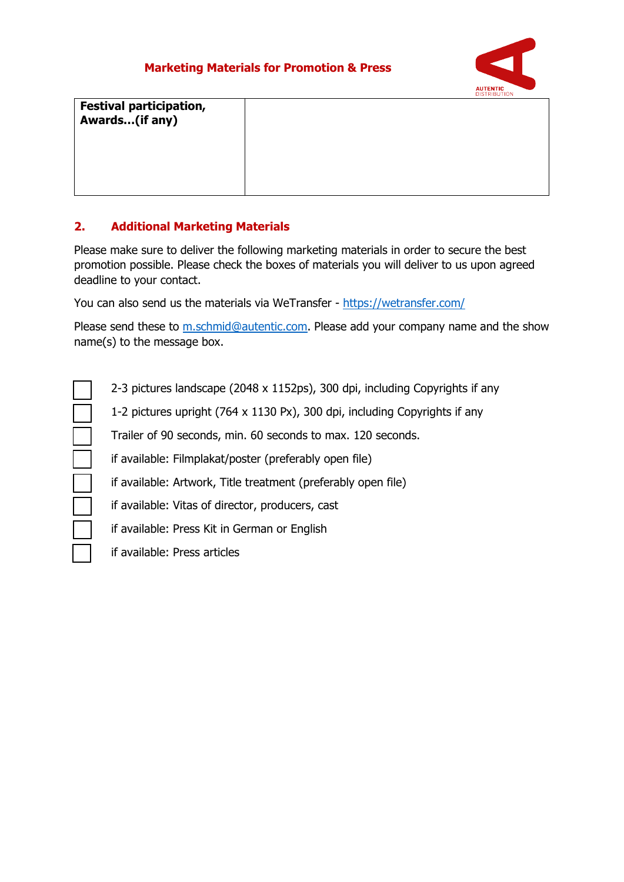**Marketing Materials for Promotion & Press**

| | |
|---|---|
| **Festival participation, Awards…(if any)** | |

## 2. Additional Marketing Materials

Please make sure to deliver the following marketing materials in order to secure the best promotion possible. Please check the boxes of materials you will deliver to us upon agreed deadline to your contact.

You can also send us the materials via WeTransfer - https://wetransfer.com/

Please send these to m.schmid@autentic.com. Please add your company name and the show name(s) to the message box.

- [ ] 2-3 pictures landscape (2048 x 1152ps), 300 dpi, including Copyrights if any
- [ ] 1-2 pictures upright (764 x 1130 Px), 300 dpi, including Copyrights if any
- [ ] Trailer of 90 seconds, min. 60 seconds to max. 120 seconds.
- [ ] if available: Filmplakat/poster (preferably open file)
- [ ] if available: Artwork, Title treatment (preferably open file)
- [ ] if available: Vitas of director, producers, cast
- [ ] if available: Press Kit in German or English
- [ ] if available: Press articles